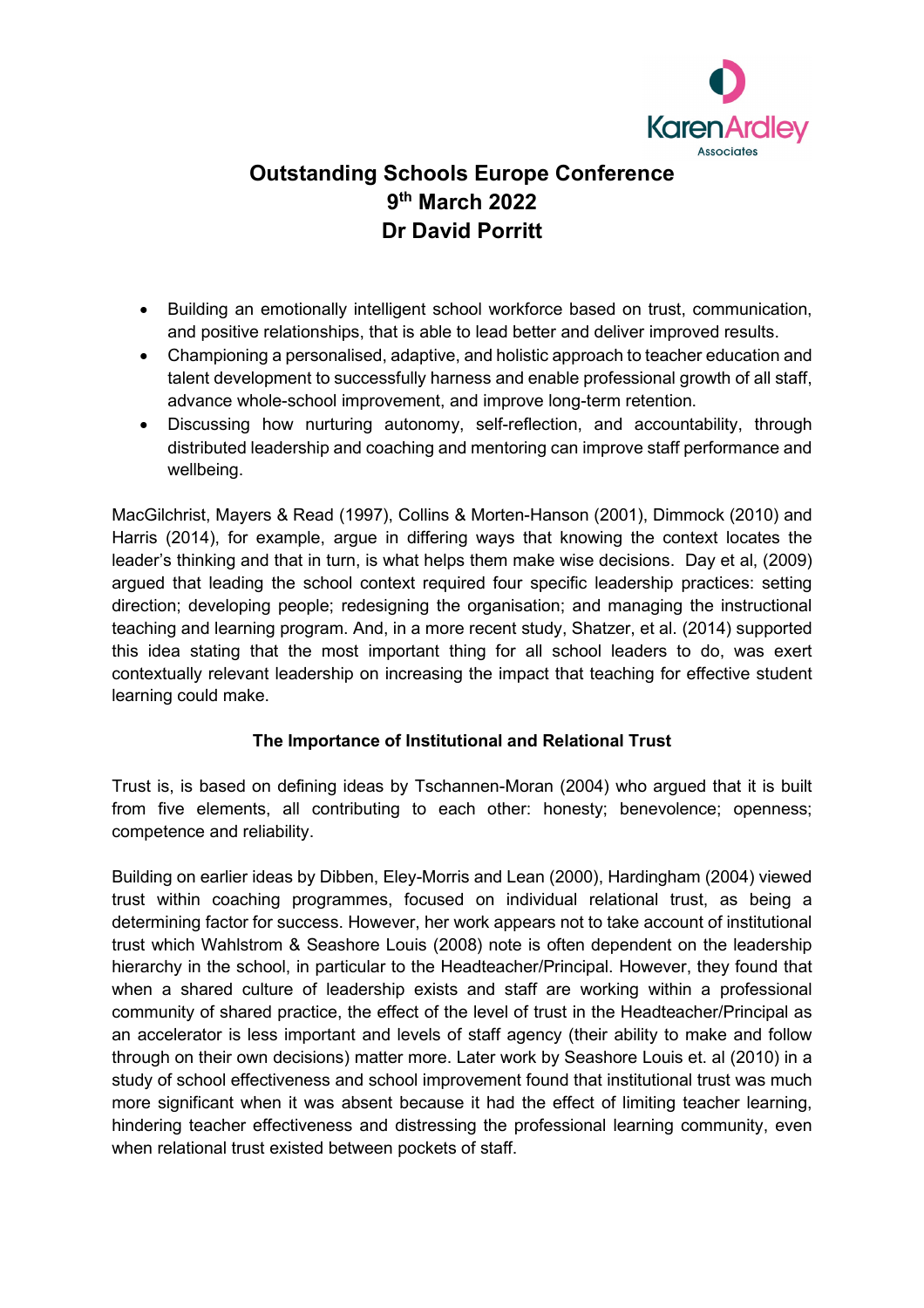# Outstanding Schools Europe Conference
## 9th March 2022
## Dr David Porritt

- Building an emotionally intelligent school workforce based on trust, communication, and positive relationships, that is able to lead better and deliver improved results.
- Championing a personalised, adaptive, and holistic approach to teacher education and talent development to successfully harness and enable professional growth of all staff, advance whole-school improvement, and improve long-term retention.
- Discussing how nurturing autonomy, self-reflection, and accountability, through distributed leadership and coaching and mentoring can improve staff performance and wellbeing.

MacGilchrist, Mayers & Read (1997), Collins & Morten-Hanson (2001), Dimmock (2010) and Harris (2014), for example, argue in differing ways that knowing the context locates the leader's thinking and that in turn, is what helps them make wise decisions. Day et al, (2009) argued that leading the school context required four specific leadership practices: setting direction; developing people; redesigning the organisation; and managing the instructional teaching and learning program. And, in a more recent study, Shatzer, et al. (2014) supported this idea stating that the most important thing for all school leaders to do, was exert contextually relevant leadership on increasing the impact that teaching for effective student learning could make.

### The Importance of Institutional and Relational Trust

Trust is, is based on defining ideas by Tschannen-Moran (2004) who argued that it is built from five elements, all contributing to each other: honesty; benevolence; openness; competence and reliability.

Building on earlier ideas by Dibben, Eley-Morris and Lean (2000), Hardingham (2004) viewed trust within coaching programmes, focused on individual relational trust, as being a determining factor for success. However, her work appears not to take account of institutional trust which Wahlstrom & Seashore Louis (2008) note is often dependent on the leadership hierarchy in the school, in particular to the Headteacher/Principal. However, they found that when a shared culture of leadership exists and staff are working within a professional community of shared practice, the effect of the level of trust in the Headteacher/Principal as an accelerator is less important and levels of staff agency (their ability to make and follow through on their own decisions) matter more. Later work by Seashore Louis et. al (2010) in a study of school effectiveness and school improvement found that institutional trust was much more significant when it was absent because it had the effect of limiting teacher learning, hindering teacher effectiveness and distressing the professional learning community, even when relational trust existed between pockets of staff.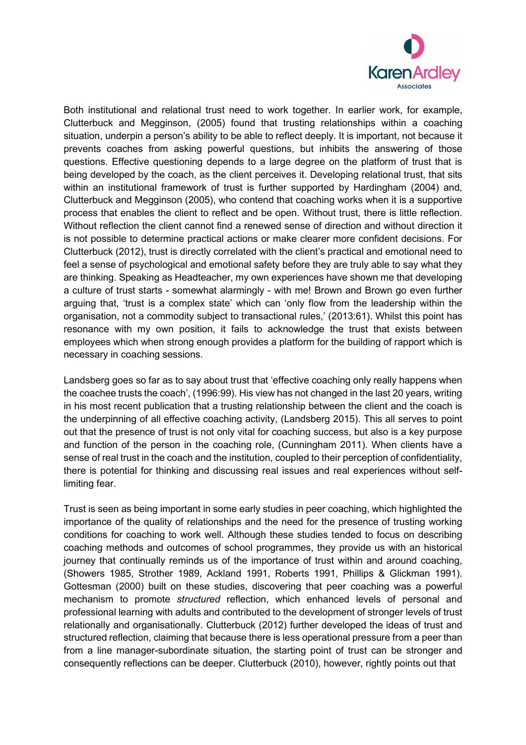Both institutional and relational trust need to work together. In earlier work, for example, Clutterbuck and Megginson, (2005) found that trusting relationships within a coaching situation, underpin a person's ability to be able to reflect deeply. It is important, not because it prevents coaches from asking powerful questions, but inhibits the answering of those questions. Effective questioning depends to a large degree on the platform of trust that is being developed by the coach, as the client perceives it. Developing relational trust, that sits within an institutional framework of trust is further supported by Hardingham (2004) and, Clutterbuck and Megginson (2005), who contend that coaching works when it is a supportive process that enables the client to reflect and be open. Without trust, there is little reflection. Without reflection the client cannot find a renewed sense of direction and without direction it is not possible to determine practical actions or make clearer more confident decisions. For Clutterbuck (2012), trust is directly correlated with the client's practical and emotional need to feel a sense of psychological and emotional safety before they are truly able to say what they are thinking. Speaking as Headteacher, my own experiences have shown me that developing a culture of trust starts - somewhat alarmingly - with me! Brown and Brown go even further arguing that, 'trust is a complex state' which can 'only flow from the leadership within the organisation, not a commodity subject to transactional rules,' (2013:61). Whilst this point has resonance with my own position, it fails to acknowledge the trust that exists between employees which when strong enough provides a platform for the building of rapport which is necessary in coaching sessions.

Landsberg goes so far as to say about trust that 'effective coaching only really happens when the coachee trusts the coach', (1996:99). His view has not changed in the last 20 years, writing in his most recent publication that a trusting relationship between the client and the coach is the underpinning of all effective coaching activity, (Landsberg 2015). This all serves to point out that the presence of trust is not only vital for coaching success, but also is a key purpose and function of the person in the coaching role, (Cunningham 2011). When clients have a sense of real trust in the coach and the institution, coupled to their perception of confidentiality, there is potential for thinking and discussing real issues and real experiences without self-limiting fear.

Trust is seen as being important in some early studies in peer coaching, which highlighted the importance of the quality of relationships and the need for the presence of trusting working conditions for coaching to work well. Although these studies tended to focus on describing coaching methods and outcomes of school programmes, they provide us with an historical journey that continually reminds us of the importance of trust within and around coaching, (Showers 1985, Strother 1989, Ackland 1991, Roberts 1991, Phillips & Glickman 1991). Gottesman (2000) built on these studies, discovering that peer coaching was a powerful mechanism to promote *structured* reflection, which enhanced levels of personal and professional learning with adults and contributed to the development of stronger levels of trust relationally and organisationally. Clutterbuck (2012) further developed the ideas of trust and structured reflection, claiming that because there is less operational pressure from a peer than from a line manager-subordinate situation, the starting point of trust can be stronger and consequently reflections can be deeper. Clutterbuck (2010), however, rightly points out that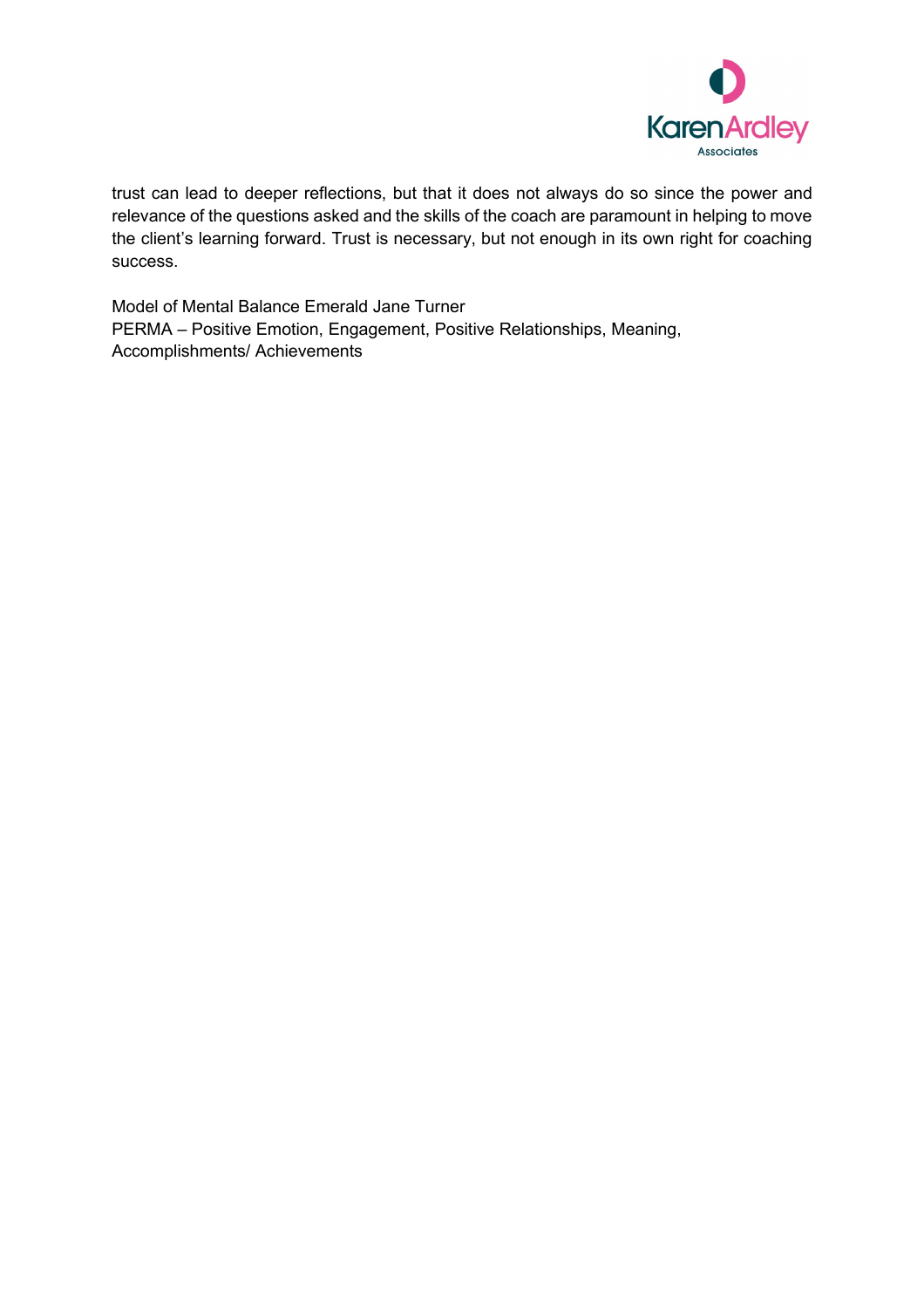trust can lead to deeper reflections, but that it does not always do so since the power and relevance of the questions asked and the skills of the coach are paramount in helping to move the client's learning forward. Trust is necessary, but not enough in its own right for coaching success.

Model of Mental Balance Emerald Jane Turner
PERMA – Positive Emotion, Engagement, Positive Relationships, Meaning, Accomplishments/ Achievements